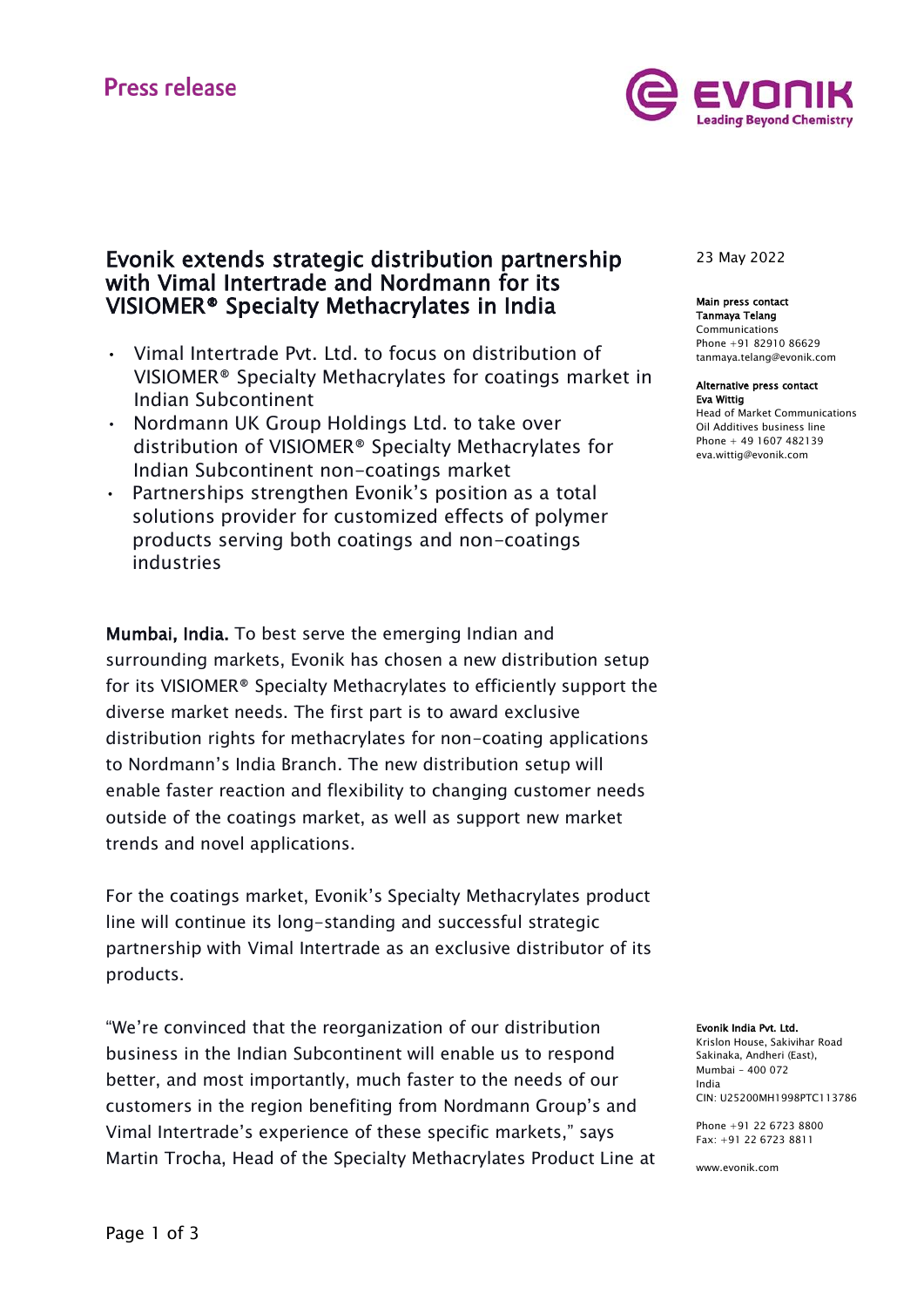Press release

# Evonik extends strategic distribution partnership with Vimal Intertrade and Nordmann for its VISIOMER® Specialty Methacrylates in India

23 May 2022

**Main press contact**
**Tanmaya Telang**
Communications
Phone +91 82910 86629
tanmaya.telang@evonik.com

**Alternative press contact**
**Eva Wittig**
Head of Market Communications
Oil Additives business line
Phone + 49 1607 482139
eva.wittig@evonik.com

- Vimal Intertrade Pvt. Ltd. to focus on distribution of VISIOMER® Specialty Methacrylates for coatings market in Indian Subcontinent
- Nordmann UK Group Holdings Ltd. to take over distribution of VISIOMER® Specialty Methacrylates for Indian Subcontinent non-coatings market
- Partnerships strengthen Evonik's position as a total solutions provider for customized effects of polymer products serving both coatings and non-coatings industries

**Mumbai, India.** To best serve the emerging Indian and surrounding markets, Evonik has chosen a new distribution setup for its VISIOMER® Specialty Methacrylates to efficiently support the diverse market needs. The first part is to award exclusive distribution rights for methacrylates for non-coating applications to Nordmann's India Branch. The new distribution setup will enable faster reaction and flexibility to changing customer needs outside of the coatings market, as well as support new market trends and novel applications.

For the coatings market, Evonik's Specialty Methacrylates product line will continue its long-standing and successful strategic partnership with Vimal Intertrade as an exclusive distributor of its products.

"We're convinced that the reorganization of our distribution business in the Indian Subcontinent will enable us to respond better, and most importantly, much faster to the needs of our customers in the region benefiting from Nordmann Group's and Vimal Intertrade's experience of these specific markets," says Martin Trocha, Head of the Specialty Methacrylates Product Line at

**Evonik India Pvt. Ltd.**
Krislon House, Sakivihar Road
Sakinaka, Andheri (East),
Mumbai - 400 072
India
CIN: U25200MH1998PTC113786

Phone +91 22 6723 8800
Fax: +91 22 6723 8811

www.evonik.com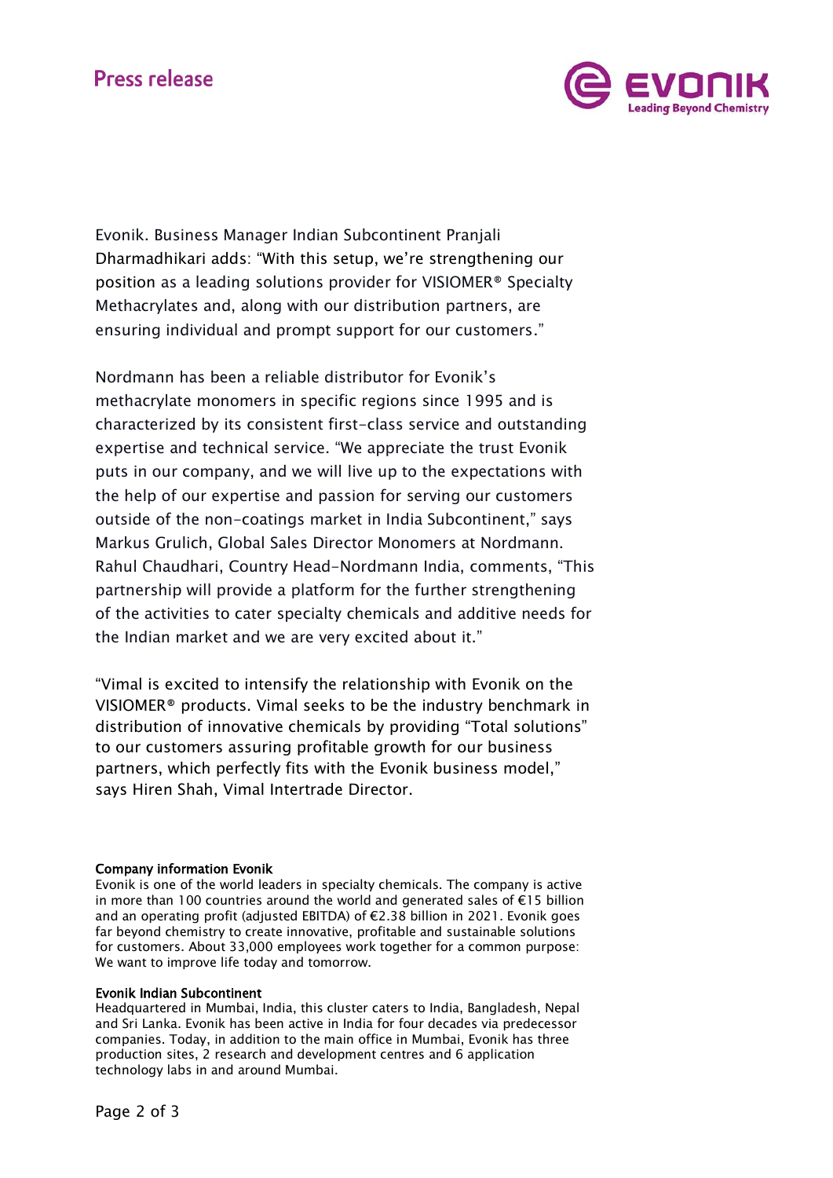Evonik. Business Manager Indian Subcontinent Pranjali Dharmadhikari adds: "With this setup, we're strengthening our position as a leading solutions provider for VISIOMER® Specialty Methacrylates and, along with our distribution partners, are ensuring individual and prompt support for our customers."

Nordmann has been a reliable distributor for Evonik's methacrylate monomers in specific regions since 1995 and is characterized by its consistent first-class service and outstanding expertise and technical service. "We appreciate the trust Evonik puts in our company, and we will live up to the expectations with the help of our expertise and passion for serving our customers outside of the non-coatings market in India Subcontinent," says Markus Grulich, Global Sales Director Monomers at Nordmann. Rahul Chaudhari, Country Head-Nordmann India, comments, "This partnership will provide a platform for the further strengthening of the activities to cater specialty chemicals and additive needs for the Indian market and we are very excited about it."

"Vimal is excited to intensify the relationship with Evonik on the VISIOMER® products. Vimal seeks to be the industry benchmark in distribution of innovative chemicals by providing "Total solutions" to our customers assuring profitable growth for our business partners, which perfectly fits with the Evonik business model," says Hiren Shah, Vimal Intertrade Director.

**Company information Evonik**
Evonik is one of the world leaders in specialty chemicals. The company is active in more than 100 countries around the world and generated sales of €15 billion and an operating profit (adjusted EBITDA) of €2.38 billion in 2021. Evonik goes far beyond chemistry to create innovative, profitable and sustainable solutions for customers. About 33,000 employees work together for a common purpose: We want to improve life today and tomorrow.

**Evonik Indian Subcontinent**
Headquartered in Mumbai, India, this cluster caters to India, Bangladesh, Nepal and Sri Lanka. Evonik has been active in India for four decades via predecessor companies. Today, in addition to the main office in Mumbai, Evonik has three production sites, 2 research and development centres and 6 application technology labs in and around Mumbai.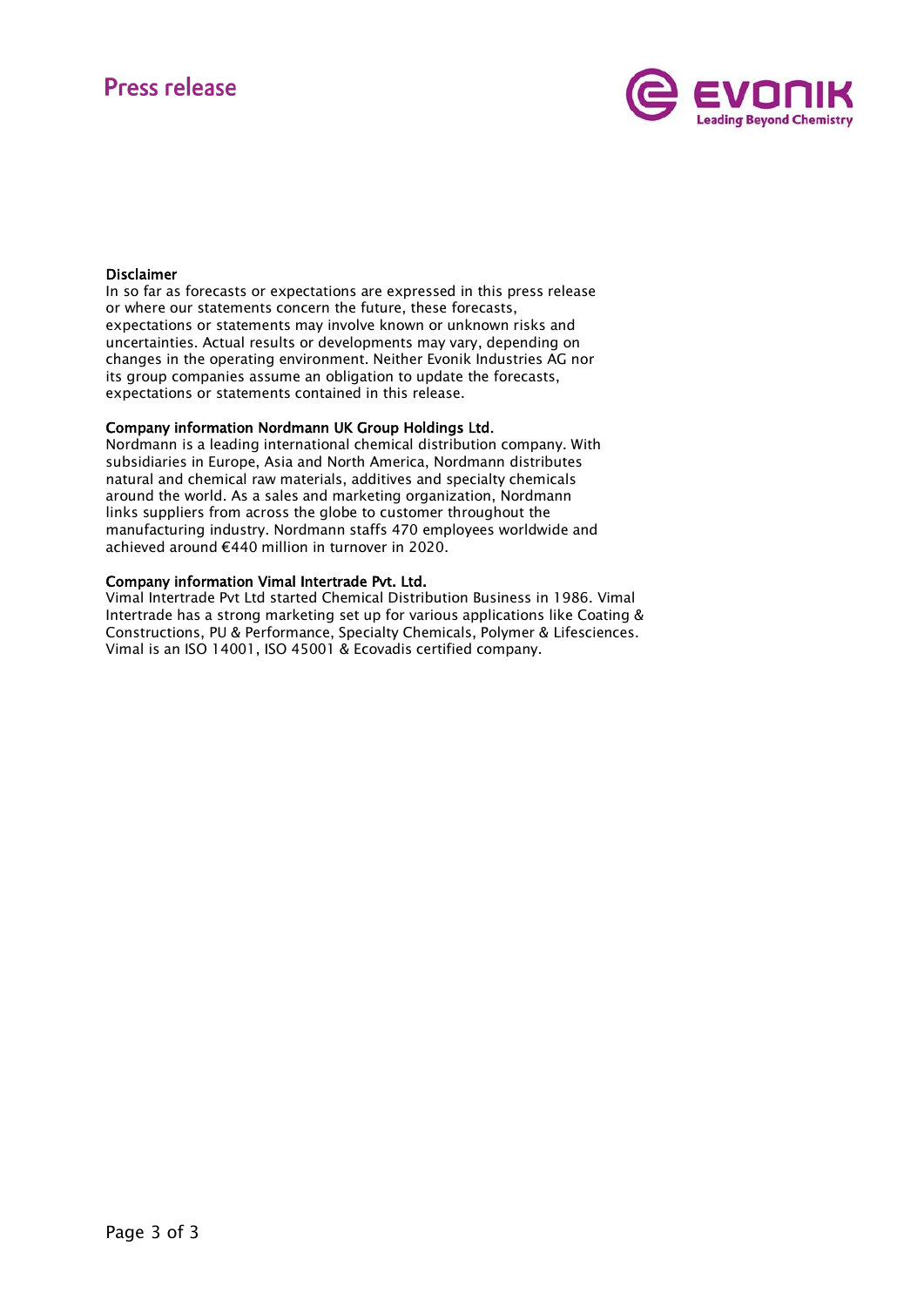### Disclaimer

In so far as forecasts or expectations are expressed in this press release or where our statements concern the future, these forecasts, expectations or statements may involve known or unknown risks and uncertainties. Actual results or developments may vary, depending on changes in the operating environment. Neither Evonik Industries AG nor its group companies assume an obligation to update the forecasts, expectations or statements contained in this release.

### Company information Nordmann UK Group Holdings Ltd.

Nordmann is a leading international chemical distribution company. With subsidiaries in Europe, Asia and North America, Nordmann distributes natural and chemical raw materials, additives and specialty chemicals around the world. As a sales and marketing organization, Nordmann links suppliers from across the globe to customer throughout the manufacturing industry. Nordmann staffs 470 employees worldwide and achieved around €440 million in turnover in 2020.

### Company information Vimal Intertrade Pvt. Ltd.

Vimal Intertrade Pvt Ltd started Chemical Distribution Business in 1986. Vimal Intertrade has a strong marketing set up for various applications like Coating & Constructions, PU & Performance, Specialty Chemicals, Polymer & Lifesciences. Vimal is an ISO 14001, ISO 45001 & Ecovadis certified company.